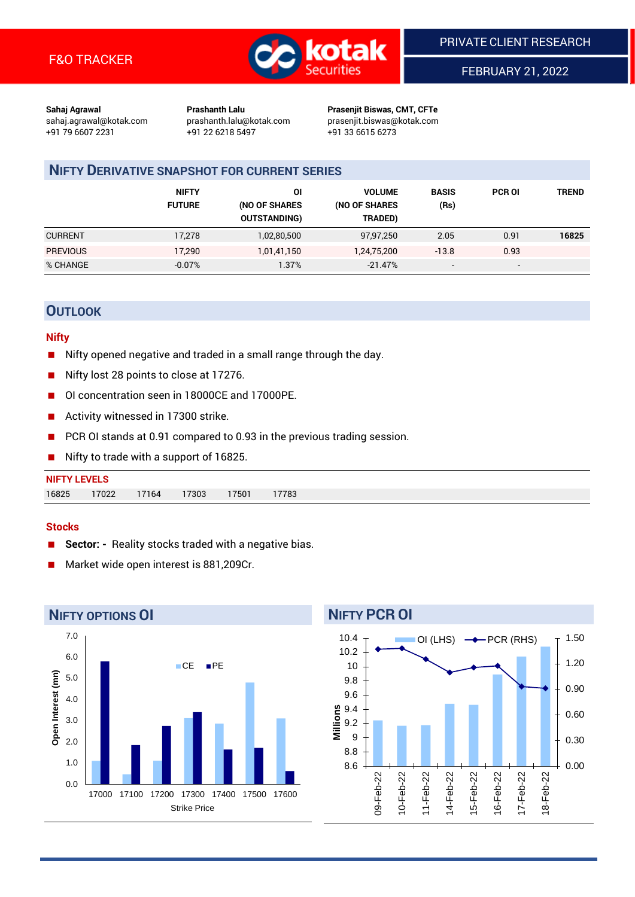F&O TRACKER

PRIVATE CLIENT RESEARCH

FEBRUARY 21, 2022

**Sahaj Agrawal**
sahaj.agrawal@kotak.com
+91 79 6607 2231

**Prashanth Lalu**
prashanth.lalu@kotak.com
+91 22 6218 5497

**Prasenjit Biswas, CMT, CFTe**
prasenjit.biswas@kotak.com
+91 33 6615 6273

## NIFTY DERIVATIVE SNAPSHOT FOR CURRENT SERIES

| | NIFTY FUTURE | OI (NO OF SHARES OUTSTANDING) | VOLUME (NO OF SHARES TRADED) | BASIS (Rs) | PCR OI | TREND |
|---|---|---|---|---|---|---|
| CURRENT | 17,278 | 1,02,80,500 | 97,97,250 | 2.05 | 0.91 | **16825** |
| PREVIOUS | 17,290 | 1,01,41,150 | 1,24,75,200 | -13.8 | 0.93 | |
| % CHANGE | -0.07% | 1.37% | -21.47% | - | - | |

## OUTLOOK

### Nifty

- Nifty opened negative and traded in a small range through the day.
- Nifty lost 28 points to close at 17276.
- OI concentration seen in 18000CE and 17000PE.
- Activity witnessed in 17300 strike.
- PCR OI stands at 0.91 compared to 0.93 in the previous trading session.
- Nifty to trade with a support of 16825.

**NIFTY LEVELS**

| | | | | | |
|---|---|---|---|---|---|
| 16825 | 17022 | 17164 | 17303 | 17501 | 17783 |

### Stocks

- **Sector: -** Reality stocks traded with a negative bias.
- Market wide open interest is 881,209Cr.

## NIFTY OPTIONS OI

## NIFTY PCR OI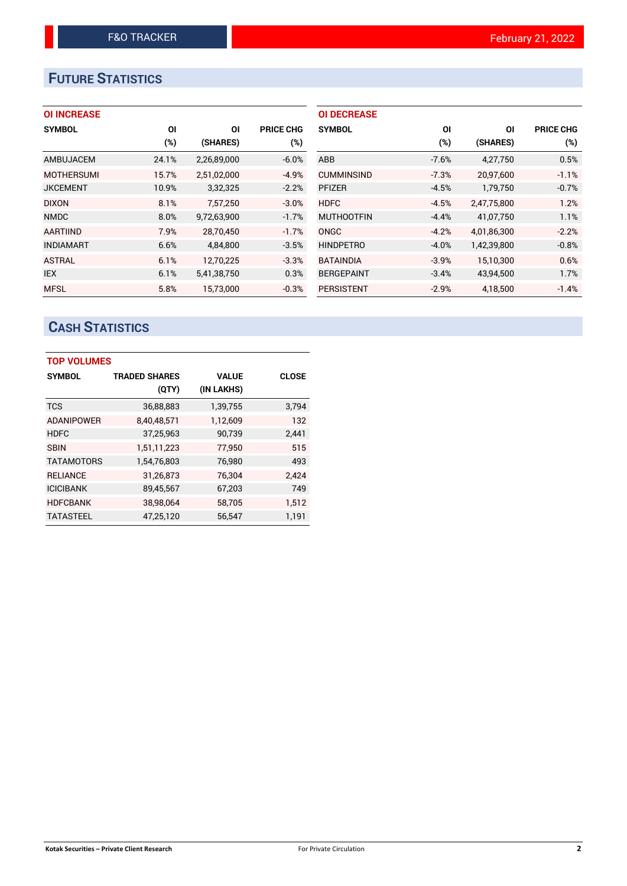## FUTURE STATISTICS

### OI INCREASE

| SYMBOL | OI (%) | OI (SHARES) | PRICE CHG (%) |
|---|---|---|---|
| AMBUJACEM | 24.1% | 2,26,89,000 | -6.0% |
| MOTHERSUMI | 15.7% | 2,51,02,000 | -4.9% |
| JKCEMENT | 10.9% | 3,32,325 | -2.2% |
| DIXON | 8.1% | 7,57,250 | -3.0% |
| NMDC | 8.0% | 9,72,63,900 | -1.7% |
| AARTIIND | 7.9% | 28,70,450 | -1.7% |
| INDIAMART | 6.6% | 4,84,800 | -3.5% |
| ASTRAL | 6.1% | 12,70,225 | -3.3% |
| IEX | 6.1% | 5,41,38,750 | 0.3% |
| MFSL | 5.8% | 15,73,000 | -0.3% |

### OI DECREASE

| SYMBOL | OI (%) | OI (SHARES) | PRICE CHG (%) |
|---|---|---|---|
| ABB | -7.6% | 4,27,750 | 0.5% |
| CUMMINSIND | -7.3% | 20,97,600 | -1.1% |
| PFIZER | -4.5% | 1,79,750 | -0.7% |
| HDFC | -4.5% | 2,47,75,800 | 1.2% |
| MUTHOOTFIN | -4.4% | 41,07,750 | 1.1% |
| ONGC | -4.2% | 4,01,86,300 | -2.2% |
| HINDPETRO | -4.0% | 1,42,39,800 | -0.8% |
| BATAINDIA | -3.9% | 15,10,300 | 0.6% |
| BERGEPAINT | -3.4% | 43,94,500 | 1.7% |
| PERSISTENT | -2.9% | 4,18,500 | -1.4% |

## CASH STATISTICS

### TOP VOLUMES

| SYMBOL | TRADED SHARES (QTY) | VALUE (IN LAKHS) | CLOSE |
|---|---|---|---|
| TCS | 36,88,883 | 1,39,755 | 3,794 |
| ADANIPOWER | 8,40,48,571 | 1,12,609 | 132 |
| HDFC | 37,25,963 | 90,739 | 2,441 |
| SBIN | 1,51,11,223 | 77,950 | 515 |
| TATAMOTORS | 1,54,76,803 | 76,980 | 493 |
| RELIANCE | 31,26,873 | 76,304 | 2,424 |
| ICICIBANK | 89,45,567 | 67,203 | 749 |
| HDFCBANK | 38,98,064 | 58,705 | 1,512 |
| TATASTEEL | 47,25,120 | 56,547 | 1,191 |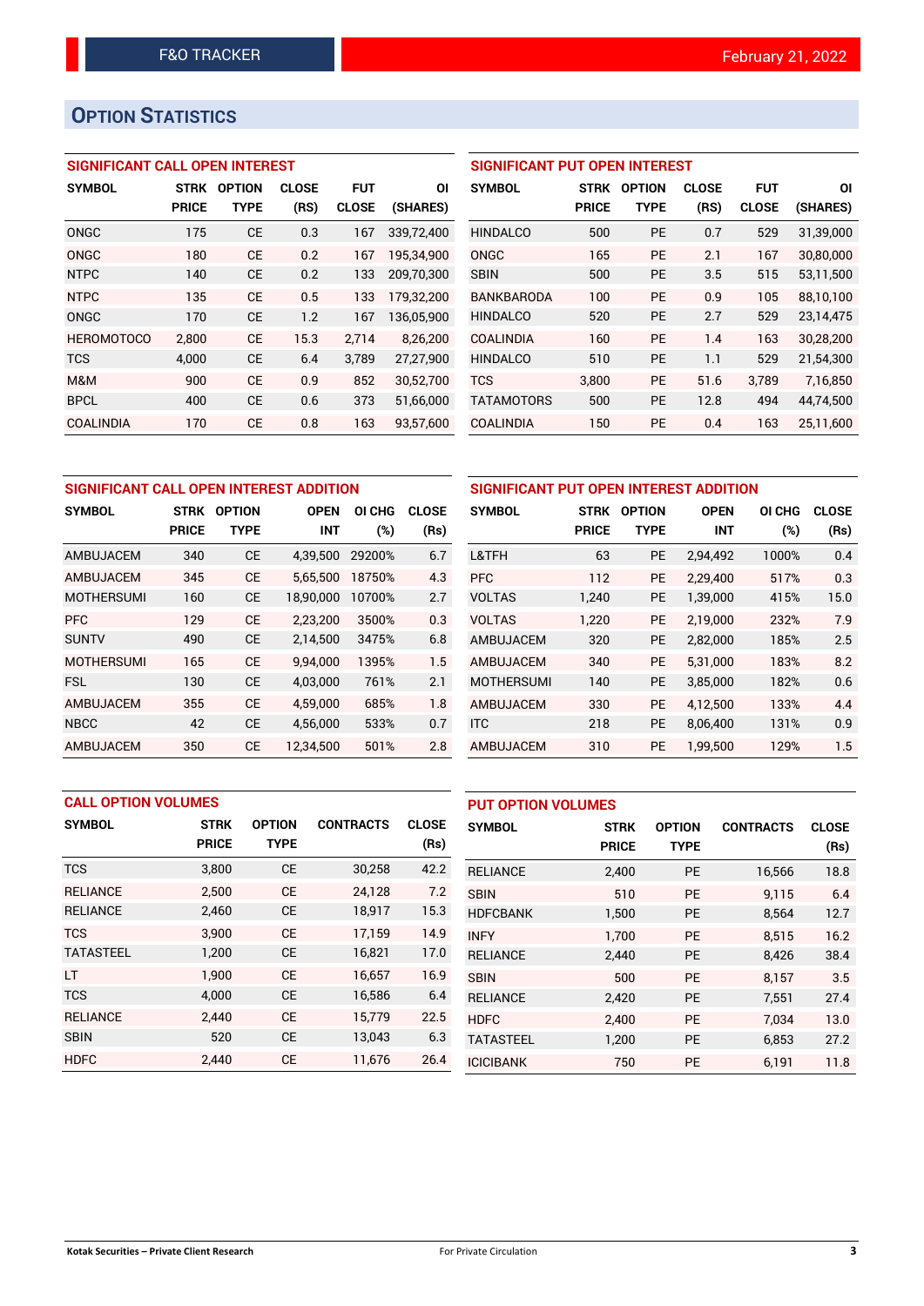## OPTION STATISTICS

### SIGNIFICANT CALL OPEN INTEREST

| SYMBOL | STRK PRICE | OPTION TYPE | CLOSE (RS) | FUT CLOSE | OI (SHARES) |
|---|---|---|---|---|---|
| ONGC | 175 | CE | 0.3 | 167 | 339,72,400 |
| ONGC | 180 | CE | 0.2 | 167 | 195,34,900 |
| NTPC | 140 | CE | 0.2 | 133 | 209,70,300 |
| NTPC | 135 | CE | 0.5 | 133 | 179,32,200 |
| ONGC | 170 | CE | 1.2 | 167 | 136,05,900 |
| HEROMOTOCO | 2,800 | CE | 15.3 | 2,714 | 8,26,200 |
| TCS | 4,000 | CE | 6.4 | 3,789 | 27,27,900 |
| M&M | 900 | CE | 0.9 | 852 | 30,52,700 |
| BPCL | 400 | CE | 0.6 | 373 | 51,66,000 |
| COALINDIA | 170 | CE | 0.8 | 163 | 93,57,600 |

### SIGNIFICANT PUT OPEN INTEREST

| SYMBOL | STRK PRICE | OPTION TYPE | CLOSE (RS) | FUT CLOSE | OI (SHARES) |
|---|---|---|---|---|---|
| HINDALCO | 500 | PE | 0.7 | 529 | 31,39,000 |
| ONGC | 165 | PE | 2.1 | 167 | 30,80,000 |
| SBIN | 500 | PE | 3.5 | 515 | 53,11,500 |
| BANKBARODA | 100 | PE | 0.9 | 105 | 88,10,100 |
| HINDALCO | 520 | PE | 2.7 | 529 | 23,14,475 |
| COALINDIA | 160 | PE | 1.4 | 163 | 30,28,200 |
| HINDALCO | 510 | PE | 1.1 | 529 | 21,54,300 |
| TCS | 3,800 | PE | 51.6 | 3,789 | 7,16,850 |
| TATAMOTORS | 500 | PE | 12.8 | 494 | 44,74,500 |
| COALINDIA | 150 | PE | 0.4 | 163 | 25,11,600 |

### SIGNIFICANT CALL OPEN INTEREST ADDITION

| SYMBOL | STRK PRICE | OPTION TYPE | OPEN INT | OI CHG (%) | CLOSE (Rs) |
|---|---|---|---|---|---|
| AMBUJACEM | 340 | CE | 4,39,500 | 29200% | 6.7 |
| AMBUJACEM | 345 | CE | 5,65,500 | 18750% | 4.3 |
| MOTHERSUMI | 160 | CE | 18,90,000 | 10700% | 2.7 |
| PFC | 129 | CE | 2,23,200 | 3500% | 0.3 |
| SUNTV | 490 | CE | 2,14,500 | 3475% | 6.8 |
| MOTHERSUMI | 165 | CE | 9,94,000 | 1395% | 1.5 |
| FSL | 130 | CE | 4,03,000 | 761% | 2.1 |
| AMBUJACEM | 355 | CE | 4,59,000 | 685% | 1.8 |
| NBCC | 42 | CE | 4,56,000 | 533% | 0.7 |
| AMBUJACEM | 350 | CE | 12,34,500 | 501% | 2.8 |

### SIGNIFICANT PUT OPEN INTEREST ADDITION

| SYMBOL | STRK PRICE | OPTION TYPE | OPEN INT | OI CHG (%) | CLOSE (Rs) |
|---|---|---|---|---|---|
| L&TFH | 63 | PE | 2,94,492 | 1000% | 0.4 |
| PFC | 112 | PE | 2,29,400 | 517% | 0.3 |
| VOLTAS | 1,240 | PE | 1,39,000 | 415% | 15.0 |
| VOLTAS | 1,220 | PE | 2,19,000 | 232% | 7.9 |
| AMBUJACEM | 320 | PE | 2,82,000 | 185% | 2.5 |
| AMBUJACEM | 340 | PE | 5,31,000 | 183% | 8.2 |
| MOTHERSUMI | 140 | PE | 3,85,000 | 182% | 0.6 |
| AMBUJACEM | 330 | PE | 4,12,500 | 133% | 4.4 |
| ITC | 218 | PE | 8,06,400 | 131% | 0.9 |
| AMBUJACEM | 310 | PE | 1,99,500 | 129% | 1.5 |

### CALL OPTION VOLUMES

| SYMBOL | STRK PRICE | OPTION TYPE | CONTRACTS | CLOSE (Rs) |
|---|---|---|---|---|
| TCS | 3,800 | CE | 30,258 | 42.2 |
| RELIANCE | 2,500 | CE | 24,128 | 7.2 |
| RELIANCE | 2,460 | CE | 18,917 | 15.3 |
| TCS | 3,900 | CE | 17,159 | 14.9 |
| TATASTEEL | 1,200 | CE | 16,821 | 17.0 |
| LT | 1,900 | CE | 16,657 | 16.9 |
| TCS | 4,000 | CE | 16,586 | 6.4 |
| RELIANCE | 2,440 | CE | 15,779 | 22.5 |
| SBIN | 520 | CE | 13,043 | 6.3 |
| HDFC | 2,440 | CE | 11,676 | 26.4 |

### PUT OPTION VOLUMES

| SYMBOL | STRK PRICE | OPTION TYPE | CONTRACTS | CLOSE (Rs) |
|---|---|---|---|---|
| RELIANCE | 2,400 | PE | 16,566 | 18.8 |
| SBIN | 510 | PE | 9,115 | 6.4 |
| HDFCBANK | 1,500 | PE | 8,564 | 12.7 |
| INFY | 1,700 | PE | 8,515 | 16.2 |
| RELIANCE | 2,440 | PE | 8,426 | 38.4 |
| SBIN | 500 | PE | 8,157 | 3.5 |
| RELIANCE | 2,420 | PE | 7,551 | 27.4 |
| HDFC | 2,400 | PE | 7,034 | 13.0 |
| TATASTEEL | 1,200 | PE | 6,853 | 27.2 |
| ICICIBANK | 750 | PE | 6,191 | 11.8 |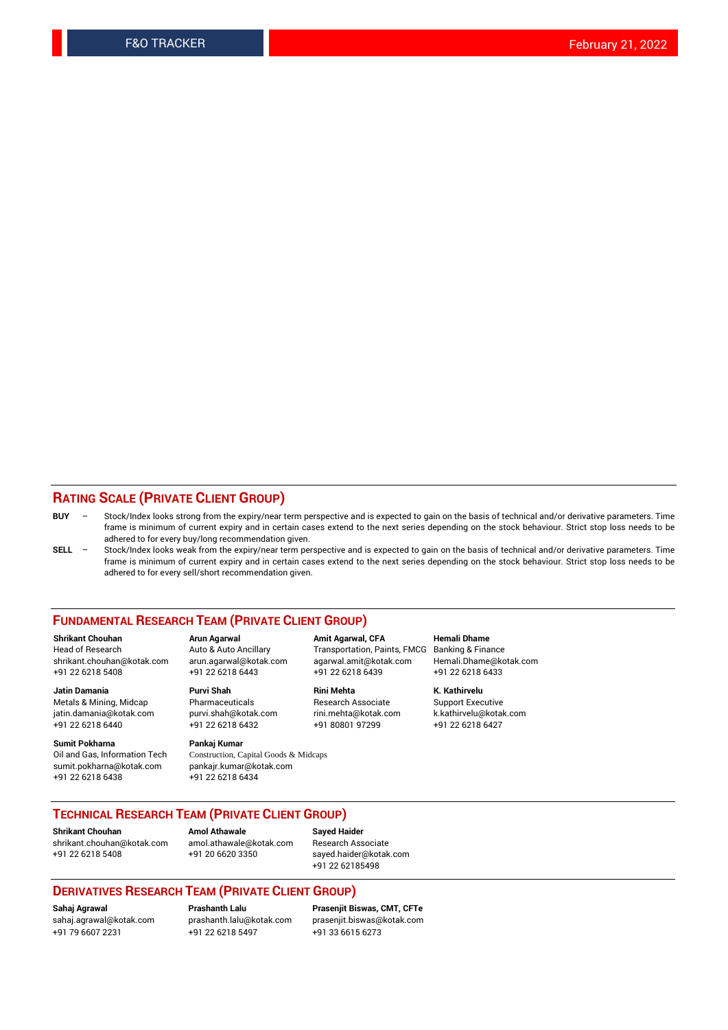## RATING SCALE (PRIVATE CLIENT GROUP)

**BUY** – Stock/Index looks strong from the expiry/near term perspective and is expected to gain on the basis of technical and/or derivative parameters. Time frame is minimum of current expiry and in certain cases extend to the next series depending on the stock behaviour. Strict stop loss needs to be adhered to for every buy/long recommendation given.

**SELL** – Stock/Index looks weak from the expiry/near term perspective and is expected to gain on the basis of technical and/or derivative parameters. Time frame is minimum of current expiry and in certain cases extend to the next series depending on the stock behaviour. Strict stop loss needs to be adhered to for every sell/short recommendation given.

## FUNDAMENTAL RESEARCH TEAM (PRIVATE CLIENT GROUP)

**Shrikant Chouhan**
Head of Research
shrikant.chouhan@kotak.com
+91 22 6218 5408

**Arun Agarwal**
Auto & Auto Ancillary
arun.agarwal@kotak.com
+91 22 6218 6443

**Amit Agarwal, CFA**
Transportation, Paints, FMCG
agarwal.amit@kotak.com
+91 22 6218 6439

**Hemali Dhame**
Banking & Finance
Hemali.Dhame@kotak.com
+91 22 6218 6433

**Jatin Damania**
Metals & Mining, Midcap
jatin.damania@kotak.com
+91 22 6218 6440

**Purvi Shah**
Pharmaceuticals
purvi.shah@kotak.com
+91 22 6218 6432

**Rini Mehta**
Research Associate
rini.mehta@kotak.com
+91 80801 97299

**K. Kathirvelu**
Support Executive
k.kathirvelu@kotak.com
+91 22 6218 6427

**Sumit Pokharna**
Oil and Gas, Information Tech
sumit.pokharna@kotak.com
+91 22 6218 6438

**Pankaj Kumar**
Construction, Capital Goods & Midcaps
pankajr.kumar@kotak.com
+91 22 6218 6434

## TECHNICAL RESEARCH TEAM (PRIVATE CLIENT GROUP)

**Shrikant Chouhan**
shrikant.chouhan@kotak.com
+91 22 6218 5408

**Amol Athawale**
amol.athawale@kotak.com
+91 20 6620 3350

**Sayed Haider**
Research Associate
sayed.haider@kotak.com
+91 22 62185498

## DERIVATIVES RESEARCH TEAM (PRIVATE CLIENT GROUP)

**Sahaj Agrawal**
sahaj.agrawal@kotak.com
+91 79 6607 2231

**Prashanth Lalu**
prashanth.lalu@kotak.com
+91 22 6218 5497

**Prasenjit Biswas, CMT, CFTe**
prasenjit.biswas@kotak.com
+91 33 6615 6273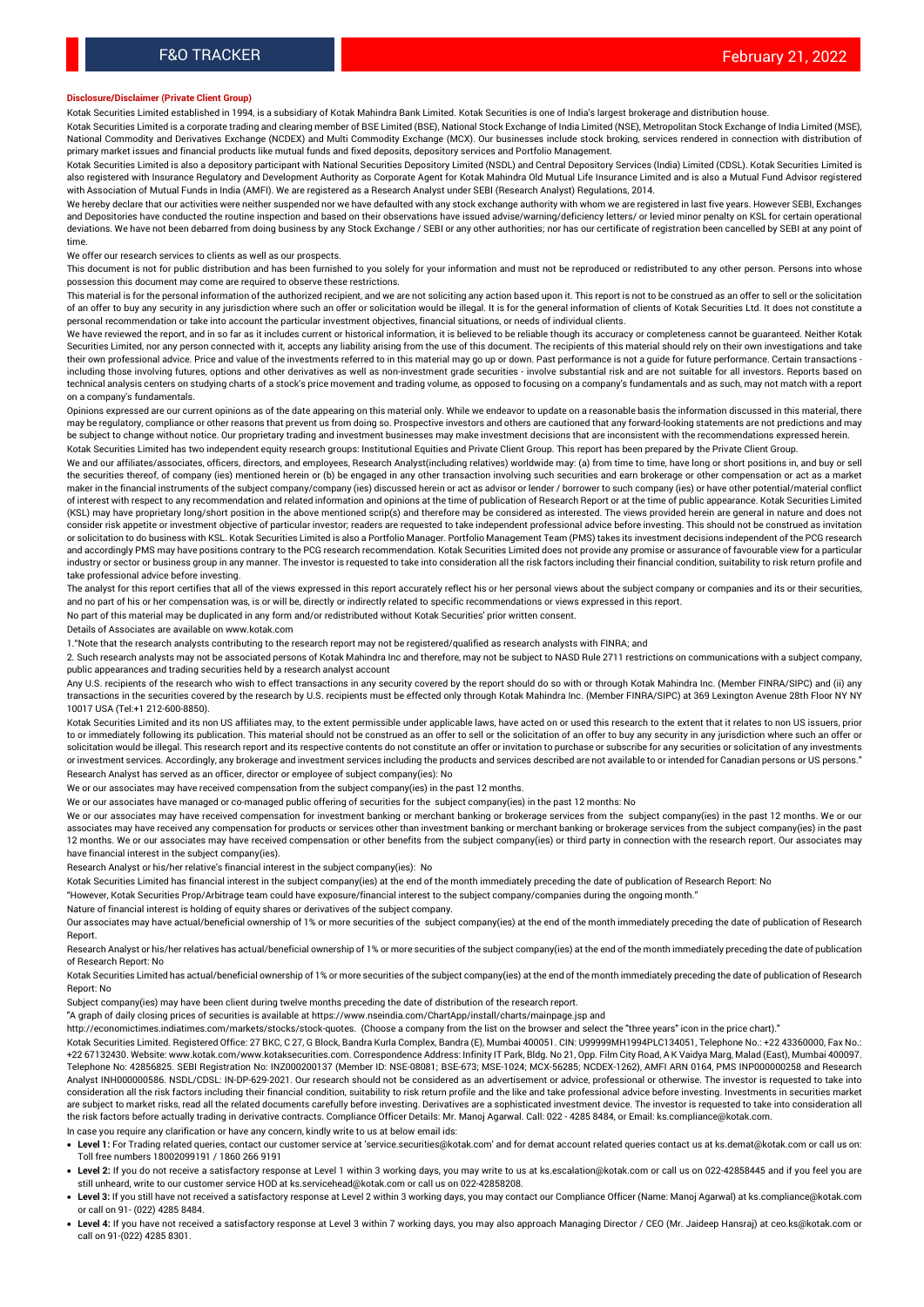**Disclosure/Disclaimer (Private Client Group)**

Kotak Securities Limited established in 1994, is a subsidiary of Kotak Mahindra Bank Limited. Kotak Securities is one of India's largest brokerage and distribution house.

Kotak Securities Limited is a corporate trading and clearing member of BSE Limited (BSE), National Stock Exchange of India Limited (NSE), Metropolitan Stock Exchange of India Limited (MSE), National Commodity and Derivatives Exchange (NCDEX) and Multi Commodity Exchange (MCX). Our businesses include stock broking, services rendered in connection with distribution of primary market issues and financial products like mutual funds and fixed deposits, depository services and Portfolio Management.

Kotak Securities Limited is also a depository participant with National Securities Depository Limited (NSDL) and Central Depository Services (India) Limited (CDSL). Kotak Securities Limited is also registered with Insurance Regulatory and Development Authority as Corporate Agent for Kotak Mahindra Old Mutual Life Insurance Limited and is also a Mutual Fund Advisor registered with Association of Mutual Funds in India (AMFI). We are registered as a Research Analyst under SEBI (Research Analyst) Regulations, 2014.

We hereby declare that our activities were neither suspended nor we have defaulted with any stock exchange authority with whom we are registered in last five years. However SEBI, Exchanges and Depositories have conducted the routine inspection and based on their observations have issued advise/warning/deficiency letters/ or levied minor penalty on KSL for certain operational deviations. We have not been debarred from doing business by any Stock Exchange / SEBI or any other authorities; nor has our certificate of registration been cancelled by SEBI at any point of time.

We offer our research services to clients as well as our prospects.

This document is not for public distribution and has been furnished to you solely for your information and must not be reproduced or redistributed to any other person. Persons into whose possession this document may come are required to observe these restrictions.

This material is for the personal information of the authorized recipient, and we are not soliciting any action based upon it. This report is not to be construed as an offer to sell or the solicitation of an offer to buy any security in any jurisdiction where such an offer or solicitation would be illegal. It is for the general information of clients of Kotak Securities Ltd. It does not constitute a personal recommendation or take into account the particular investment objectives, financial situations, or needs of individual clients.

We have reviewed the report, and in so far as it includes current or historical information, it is believed to be reliable though its accuracy or completeness cannot be guaranteed. Neither Kotak Securities Limited, nor any person connected with it, accepts any liability arising from the use of this document. The recipients of this material should rely on their own investigations and take their own professional advice. Price and value of the investments referred to in this material may go up or down. Past performance is not a guide for future performance. Certain transactions - including those involving futures, options and other derivatives as well as non-investment grade securities - involve substantial risk and are not suitable for all investors. Reports based on technical analysis centers on studying charts of a stock's price movement and trading volume, as opposed to focusing on a company's fundamentals and as such, may not match with a report on a company's fundamentals.

Opinions expressed are our current opinions as of the date appearing on this material only. While we endeavor to update on a reasonable basis the information discussed in this material, there may be regulatory, compliance or other reasons that prevent us from doing so. Prospective investors and others are cautioned that any forward-looking statements are not predictions and may be subject to change without notice. Our proprietary trading and investment businesses may make investment decisions that are inconsistent with the recommendations expressed herein.

Kotak Securities Limited has two independent equity research groups: Institutional Equities and Private Client Group. This report has been prepared by the Private Client Group.

We and our affiliates/associates, officers, directors, and employees, Research Analyst(including relatives) worldwide may: (a) from time to time, have long or short positions in, and buy or sell the securities thereof, of company (ies) mentioned herein or (b) be engaged in any other transaction involving such securities and earn brokerage or other compensation or act as a market maker in the financial instruments of the subject company/company (ies) discussed herein or act as advisor or lender / borrower to such company (ies) or have other potential/material conflict of interest with respect to any recommendation and related information and opinions at the time of publication of Research Report or at the time of public appearance. Kotak Securities Limited (KSL) may have proprietary long/short position in the above mentioned scrip(s) and therefore may be considered as interested. The views provided herein are general in nature and does not consider risk appetite or investment objective of particular investor; readers are requested to take independent professional advice before investing. This should not be construed as invitation or solicitation to do business with KSL. Kotak Securities Limited is also a Portfolio Manager. Portfolio Management Team (PMS) takes its investment decisions independent of the PCG research and accordingly PMS may have positions contrary to the PCG research recommendation. Kotak Securities Limited does not provide any promise or assurance of favourable view for a particular industry or sector or business group in any manner. The investor is requested to take into consideration all the risk factors including their financial condition, suitability to risk return profile and take professional advice before investing.

The analyst for this report certifies that all of the views expressed in this report accurately reflect his or her personal views about the subject company or companies and its or their securities, and no part of his or her compensation was, is or will be, directly or indirectly related to specific recommendations or views expressed in this report.

No part of this material may be duplicated in any form and/or redistributed without Kotak Securities' prior written consent.

Details of Associates are available on www.kotak.com

1."Note that the research analysts contributing to the research report may not be registered/qualified as research analysts with FINRA; and

2. Such research analysts may not be associated persons of Kotak Mahindra Inc and therefore, may not be subject to NASD Rule 2711 restrictions on communications with a subject company, public appearances and trading securities held by a research analyst account

Any U.S. recipients of the research who wish to effect transactions in any security covered by the report should do so with or through Kotak Mahindra Inc. (Member FINRA/SIPC) and (ii) any transactions in the securities covered by the research by U.S. recipients must be effected only through Kotak Mahindra Inc. (Member FINRA/SIPC) at 369 Lexington Avenue 28th Floor NY NY 10017 USA (Tel:+1 212-600-8850).

Kotak Securities Limited and its non US affiliates may, to the extent permissible under applicable laws, have acted on or used this research to the extent that it relates to non US issuers, prior to or immediately following its publication. This material should not be construed as an offer to sell or the solicitation of an offer to buy any security in any jurisdiction where such an offer or solicitation would be illegal. This research report and its respective contents do not constitute an offer or invitation to purchase or subscribe for any securities or solicitation of any investments or investment services. Accordingly, any brokerage and investment services including the products and services described are not available to or intended for Canadian persons or US persons."

Research Analyst has served as an officer, director or employee of subject company(ies): No

We or our associates may have received compensation from the subject company(ies) in the past 12 months.

We or our associates have managed or co-managed public offering of securities for the subject company(ies) in the past 12 months: No

We or our associates may have received compensation for investment banking or merchant banking or brokerage services from the subject company(ies) in the past 12 months. We or our associates may have received any compensation for products or services other than investment banking or merchant banking or brokerage services from the subject company(ies) in the past 12 months. We or our associates may have received compensation or other benefits from the subject company(ies) or third party in connection with the research report. Our associates may have financial interest in the subject company(ies).

Research Analyst or his/her relative's financial interest in the subject company(ies): No

Kotak Securities Limited has financial interest in the subject company(ies) at the end of the month immediately preceding the date of publication of Research Report: No

"However, Kotak Securities Prop/Arbitrage team could have exposure/financial interest to the subject company/companies during the ongoing month."

Nature of financial interest is holding of equity shares or derivatives of the subject company.

Our associates may have actual/beneficial ownership of 1% or more securities of the subject company(ies) at the end of the month immediately preceding the date of publication of Research Report.

Research Analyst or his/her relatives has actual/beneficial ownership of 1% or more securities of the subject company(ies) at the end of the month immediately preceding the date of publication of Research Report: No

Kotak Securities Limited has actual/beneficial ownership of 1% or more securities of the subject company(ies) at the end of the month immediately preceding the date of publication of Research Report: No

Subject company(ies) may have been client during twelve months preceding the date of distribution of the research report.

"A graph of daily closing prices of securities is available at https://www.nseindia.com/ChartApp/install/charts/mainpage.jsp and

http://economictimes.indiatimes.com/markets/stocks/stock-quotes. (Choose a company from the list on the browser and select the "three years" icon in the price chart)."

Kotak Securities Limited. Registered Office: 27 BKC, C 27, G Block, Bandra Kurla Complex, Bandra (E), Mumbai 400051. CIN: U99999MH1994PLC134051, Telephone No.: +22 43360000, Fax No.: +22 67132430. Website: www.kotak.com/www.kotaksecurities.com. Correspondence Address: Infinity IT Park, Bldg. No 21, Opp. Film City Road, A K Vaidya Marg, Malad (East), Mumbai 400097. Telephone No: 42856825. SEBI Registration No: INZ000200137 (Member ID: NSE-08081; BSE-673; MSE-1024; MCX-56285; NCDEX-1262), AMFI ARN 0164, PMS INP000000258 and Research Analyst INH000000586. NSDL/CDSL: IN-DP-629-2021. Our research should not be considered as an advertisement or advice, professional or otherwise. The investor is requested to take into consideration all the risk factors including their financial condition, suitability to risk return profile and the like and take professional advice before investing. Investments in securities market are subject to market risks, read all the related documents carefully before investing. Derivatives are a sophisticated investment device. The investor is requested to take into consideration all the risk factors before actually trading in derivative contracts. Compliance Officer Details: Mr. Manoj Agarwal. Call: 022 - 4285 8484, or Email: ks.compliance@kotak.com.

In case you require any clarification or have any concern, kindly write to us at below email ids:

- **Level 1:** For Trading related queries, contact our customer service at 'service.securities@kotak.com' and for demat account related queries contact us at ks.demat@kotak.com or call us on: Toll free numbers 18002099191 / 1860 266 9191
- **Level 2:** If you do not receive a satisfactory response at Level 1 within 3 working days, you may write to us at ks.escalation@kotak.com or call us on 022-42858445 and if you feel you are still unheard, write to our customer service HOD at ks.servicehead@kotak.com or call us on 022-42858208.
- **Level 3:** If you still have not received a satisfactory response at Level 2 within 3 working days, you may contact our Compliance Officer (Name: Manoj Agarwal) at ks.compliance@kotak.com or call on 91- (022) 4285 8484.
- **Level 4:** If you have not received a satisfactory response at Level 3 within 7 working days, you may also approach Managing Director / CEO (Mr. Jaideep Hansraj) at ceo.ks@kotak.com or call on 91-(022) 4285 8301.